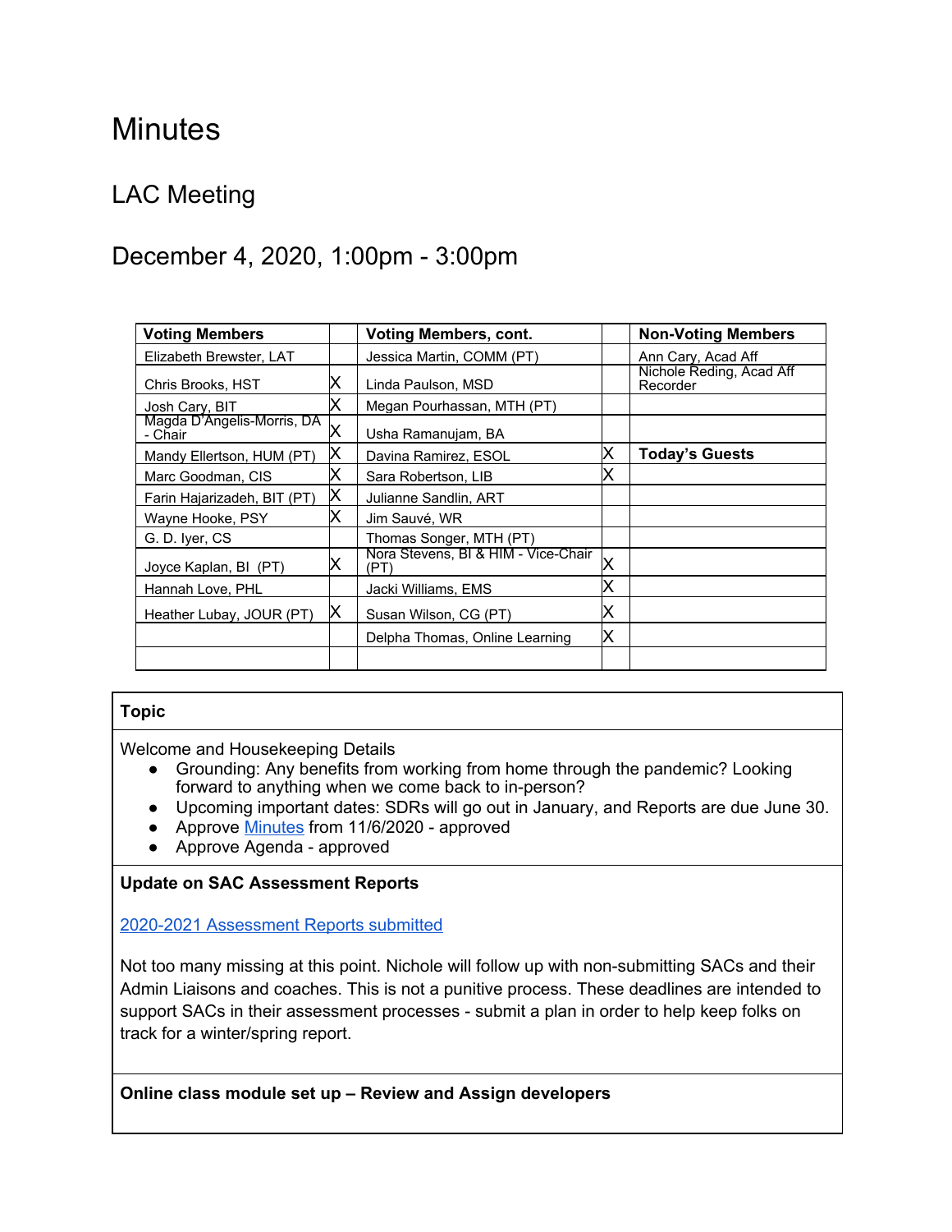# Minutes

## LAC Meeting

## December 4, 2020, 1:00pm - 3:00pm

| Voting Members | | Voting Members, cont. | | Non-Voting Members |
|---|---|---|---|---|
| Elizabeth Brewster, LAT | | Jessica Martin, COMM (PT) | | Ann Cary, Acad Aff |
| Chris Brooks, HST | X | Linda Paulson, MSD | | Nichole Reding, Acad Aff Recorder |
| Josh Cary, BIT | X | Megan Pourhassan, MTH (PT) | | |
| Magda D'Angelis-Morris, DA - Chair | X | Usha Ramanujam, BA | | |
| Mandy Ellertson, HUM (PT) | X | Davina Ramirez, ESOL | X | **Today's Guests** |
| Marc Goodman, CIS | X | Sara Robertson, LIB | X | |
| Farin Hajarizadeh, BIT (PT) | X | Julianne Sandlin, ART | | |
| Wayne Hooke, PSY | X | Jim Sauvé, WR | | |
| G. D. Iyer, CS | | Thomas Songer, MTH (PT) | | |
| Joyce Kaplan, BI (PT) | X | Nora Stevens, BI & HIM - Vice-Chair (PT) | X | |
| Hannah Love, PHL | | Jacki Williams, EMS | X | |
| Heather Lubay, JOUR (PT) | X | Susan Wilson, CG (PT) | X | |
| | | Delpha Thomas, Online Learning | X | |
| | | | | |

| Topic |
|---|
| Welcome and Housekeeping Details<br>● Grounding: Any benefits from working from home through the pandemic? Looking forward to anything when we come back to in-person?<br>● Upcoming important dates: SDRs will go out in January, and Reports are due June 30.<br>● Approve Minutes from 11/6/2020 - approved<br>● Approve Agenda - approved |
| **Update on SAC Assessment Reports**<br><br>2020-2021 Assessment Reports submitted<br><br>Not too many missing at this point. Nichole will follow up with non-submitting SACs and their Admin Liaisons and coaches. This is not a punitive process. These deadlines are intended to support SACs in their assessment processes - submit a plan in order to help keep folks on track for a winter/spring report. |
| **Online class module set up – Review and Assign developers** |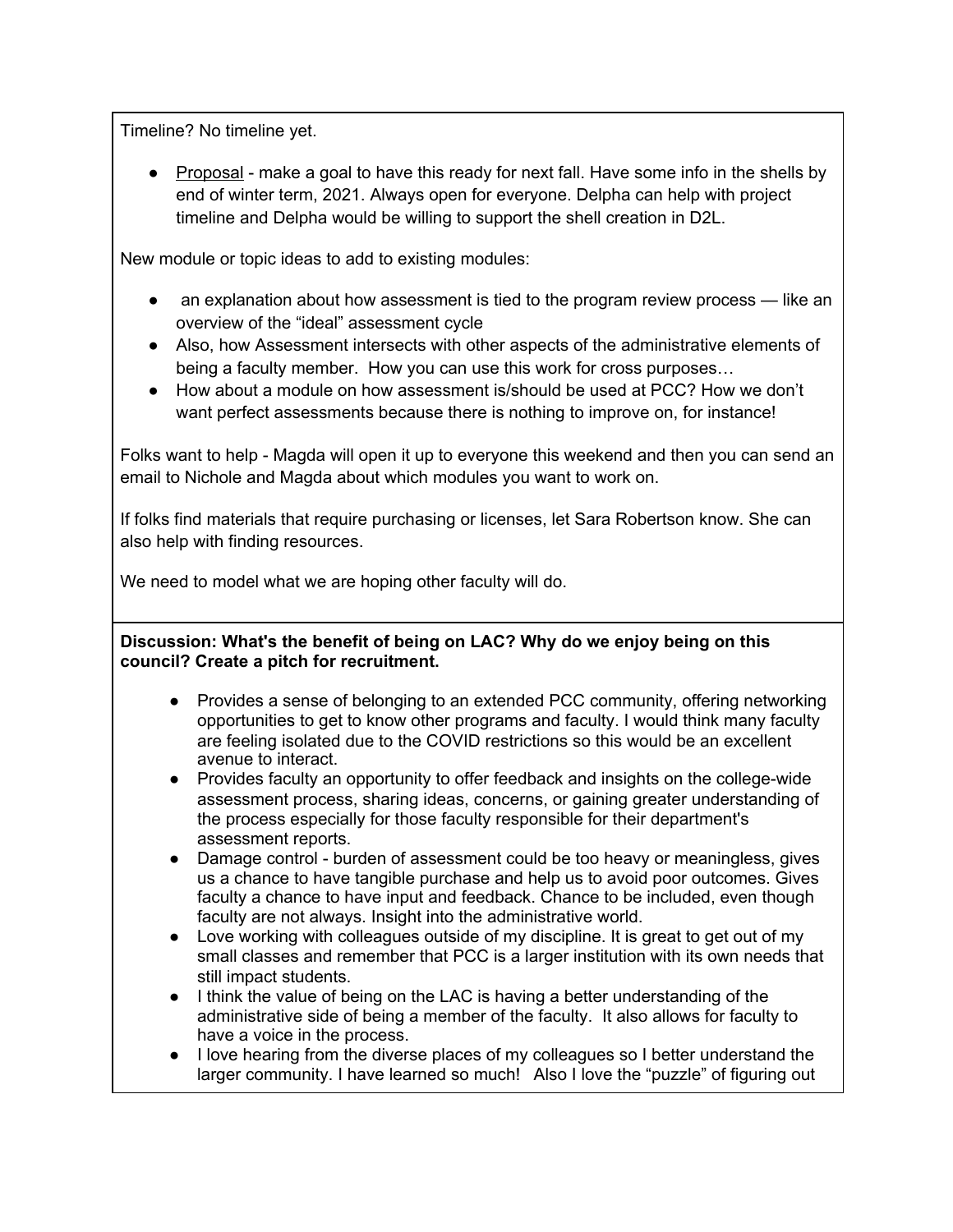Timeline? No timeline yet.

- Proposal - make a goal to have this ready for next fall. Have some info in the shells by end of winter term, 2021. Always open for everyone. Delpha can help with project timeline and Delpha would be willing to support the shell creation in D2L.

New module or topic ideas to add to existing modules:

- an explanation about how assessment is tied to the program review process — like an overview of the "ideal" assessment cycle
- Also, how Assessment intersects with other aspects of the administrative elements of being a faculty member. How you can use this work for cross purposes…
- How about a module on how assessment is/should be used at PCC? How we don't want perfect assessments because there is nothing to improve on, for instance!

Folks want to help - Magda will open it up to everyone this weekend and then you can send an email to Nichole and Magda about which modules you want to work on.

If folks find materials that require purchasing or licenses, let Sara Robertson know. She can also help with finding resources.

We need to model what we are hoping other faculty will do.

**Discussion: What's the benefit of being on LAC? Why do we enjoy being on this council? Create a pitch for recruitment.**

- Provides a sense of belonging to an extended PCC community, offering networking opportunities to get to know other programs and faculty. I would think many faculty are feeling isolated due to the COVID restrictions so this would be an excellent avenue to interact.
- Provides faculty an opportunity to offer feedback and insights on the college-wide assessment process, sharing ideas, concerns, or gaining greater understanding of the process especially for those faculty responsible for their department's assessment reports.
- Damage control - burden of assessment could be too heavy or meaningless, gives us a chance to have tangible purchase and help us to avoid poor outcomes. Gives faculty a chance to have input and feedback. Chance to be included, even though faculty are not always. Insight into the administrative world.
- Love working with colleagues outside of my discipline. It is great to get out of my small classes and remember that PCC is a larger institution with its own needs that still impact students.
- I think the value of being on the LAC is having a better understanding of the administrative side of being a member of the faculty. It also allows for faculty to have a voice in the process.
- I love hearing from the diverse places of my colleagues so I better understand the larger community. I have learned so much! Also I love the "puzzle" of figuring out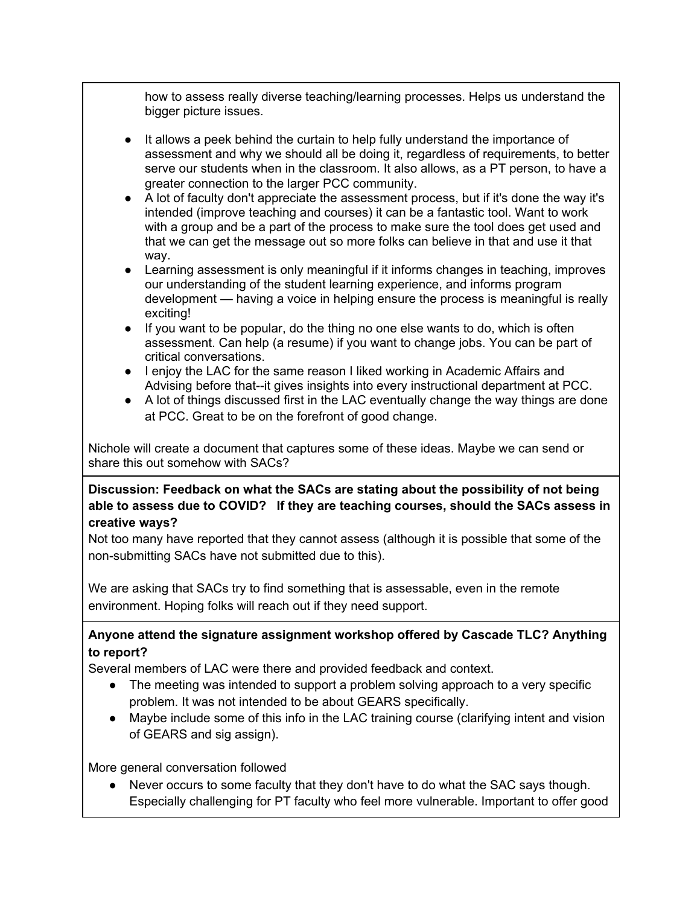how to assess really diverse teaching/learning processes. Helps us understand the bigger picture issues.

- It allows a peek behind the curtain to help fully understand the importance of assessment and why we should all be doing it, regardless of requirements, to better serve our students when in the classroom. It also allows, as a PT person, to have a greater connection to the larger PCC community.
- A lot of faculty don't appreciate the assessment process, but if it's done the way it's intended (improve teaching and courses) it can be a fantastic tool. Want to work with a group and be a part of the process to make sure the tool does get used and that we can get the message out so more folks can believe in that and use it that way.
- Learning assessment is only meaningful if it informs changes in teaching, improves our understanding of the student learning experience, and informs program development — having a voice in helping ensure the process is meaningful is really exciting!
- If you want to be popular, do the thing no one else wants to do, which is often assessment. Can help (a resume) if you want to change jobs. You can be part of critical conversations.
- I enjoy the LAC for the same reason I liked working in Academic Affairs and Advising before that--it gives insights into every instructional department at PCC.
- A lot of things discussed first in the LAC eventually change the way things are done at PCC. Great to be on the forefront of good change.

Nichole will create a document that captures some of these ideas. Maybe we can send or share this out somehow with SACs?

**Discussion: Feedback on what the SACs are stating about the possibility of not being able to assess due to COVID? If they are teaching courses, should the SACs assess in creative ways?**

Not too many have reported that they cannot assess (although it is possible that some of the non-submitting SACs have not submitted due to this).

We are asking that SACs try to find something that is assessable, even in the remote environment. Hoping folks will reach out if they need support.

**Anyone attend the signature assignment workshop offered by Cascade TLC? Anything to report?**

Several members of LAC were there and provided feedback and context.

- The meeting was intended to support a problem solving approach to a very specific problem. It was not intended to be about GEARS specifically.
- Maybe include some of this info in the LAC training course (clarifying intent and vision of GEARS and sig assign).

More general conversation followed

- Never occurs to some faculty that they don't have to do what the SAC says though. Especially challenging for PT faculty who feel more vulnerable. Important to offer good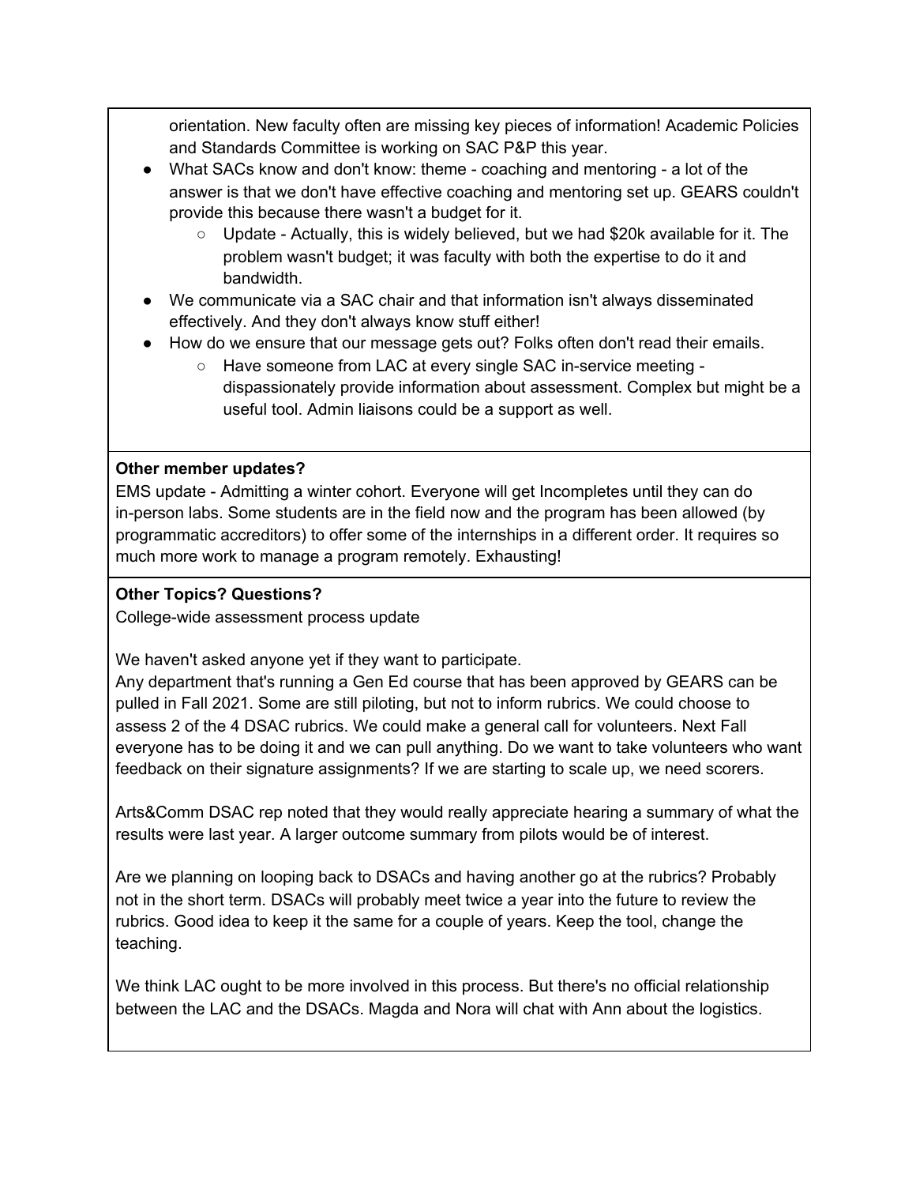orientation. New faculty often are missing key pieces of information! Academic Policies and Standards Committee is working on SAC P&P this year.

- What SACs know and don't know: theme - coaching and mentoring - a lot of the answer is that we don't have effective coaching and mentoring set up. GEARS couldn't provide this because there wasn't a budget for it.
  - Update - Actually, this is widely believed, but we had $20k available for it. The problem wasn't budget; it was faculty with both the expertise to do it and bandwidth.
- We communicate via a SAC chair and that information isn't always disseminated effectively. And they don't always know stuff either!
- How do we ensure that our message gets out? Folks often don't read their emails.
  - Have someone from LAC at every single SAC in-service meeting - dispassionately provide information about assessment. Complex but might be a useful tool. Admin liaisons could be a support as well.

**Other member updates?**

EMS update - Admitting a winter cohort. Everyone will get Incompletes until they can do in-person labs. Some students are in the field now and the program has been allowed (by programmatic accreditors) to offer some of the internships in a different order. It requires so much more work to manage a program remotely. Exhausting!

**Other Topics? Questions?**

College-wide assessment process update

We haven't asked anyone yet if they want to participate.
Any department that's running a Gen Ed course that has been approved by GEARS can be pulled in Fall 2021. Some are still piloting, but not to inform rubrics. We could choose to assess 2 of the 4 DSAC rubrics. We could make a general call for volunteers. Next Fall everyone has to be doing it and we can pull anything. Do we want to take volunteers who want feedback on their signature assignments? If we are starting to scale up, we need scorers.

Arts&Comm DSAC rep noted that they would really appreciate hearing a summary of what the results were last year. A larger outcome summary from pilots would be of interest.

Are we planning on looping back to DSACs and having another go at the rubrics? Probably not in the short term. DSACs will probably meet twice a year into the future to review the rubrics. Good idea to keep it the same for a couple of years. Keep the tool, change the teaching.

We think LAC ought to be more involved in this process. But there's no official relationship between the LAC and the DSACs. Magda and Nora will chat with Ann about the logistics.